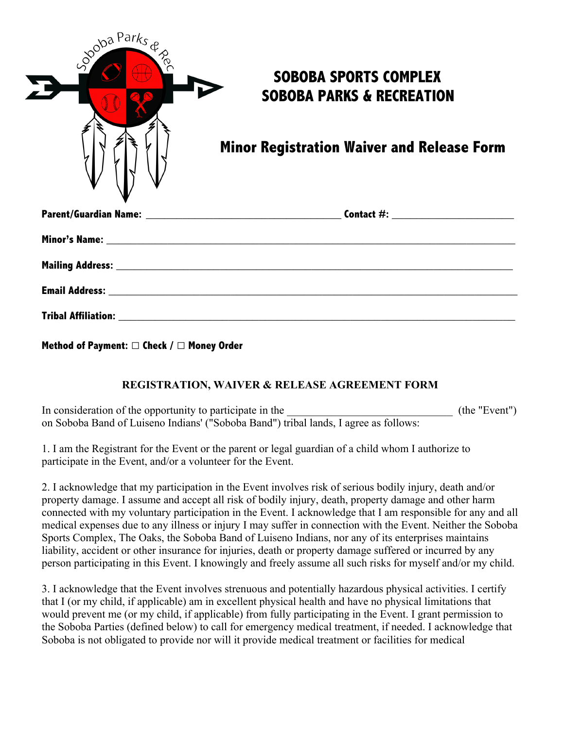# SOBOBA SPORTS COMPLEX
# SOBOBA PARKS & RECREATION

## Minor Registration Waiver and Release Form

**Parent/Guardian Name:** ____________________________________ **Contact #:** ______________________

**Minor's Name:** ____________________________________________________________________________

**Mailing Address:** __________________________________________________________________________

**Email Address:** ___________________________________________________________________________

**Tribal Affiliation:** _________________________________________________________________________

**Method of Payment: □ Check / □ Money Order**

### REGISTRATION, WAIVER & RELEASE AGREEMENT FORM

In consideration of the opportunity to participate in the ______________________________ (the "Event") on Soboba Band of Luiseno Indians' ("Soboba Band") tribal lands, I agree as follows:

1. I am the Registrant for the Event or the parent or legal guardian of a child whom I authorize to participate in the Event, and/or a volunteer for the Event.

2. I acknowledge that my participation in the Event involves risk of serious bodily injury, death and/or property damage. I assume and accept all risk of bodily injury, death, property damage and other harm connected with my voluntary participation in the Event. I acknowledge that I am responsible for any and all medical expenses due to any illness or injury I may suffer in connection with the Event. Neither the Soboba Sports Complex, The Oaks, the Soboba Band of Luiseno Indians, nor any of its enterprises maintains liability, accident or other insurance for injuries, death or property damage suffered or incurred by any person participating in this Event. I knowingly and freely assume all such risks for myself and/or my child.

3. I acknowledge that the Event involves strenuous and potentially hazardous physical activities. I certify that I (or my child, if applicable) am in excellent physical health and have no physical limitations that would prevent me (or my child, if applicable) from fully participating in the Event. I grant permission to the Soboba Parties (defined below) to call for emergency medical treatment, if needed. I acknowledge that Soboba is not obligated to provide nor will it provide medical treatment or facilities for medical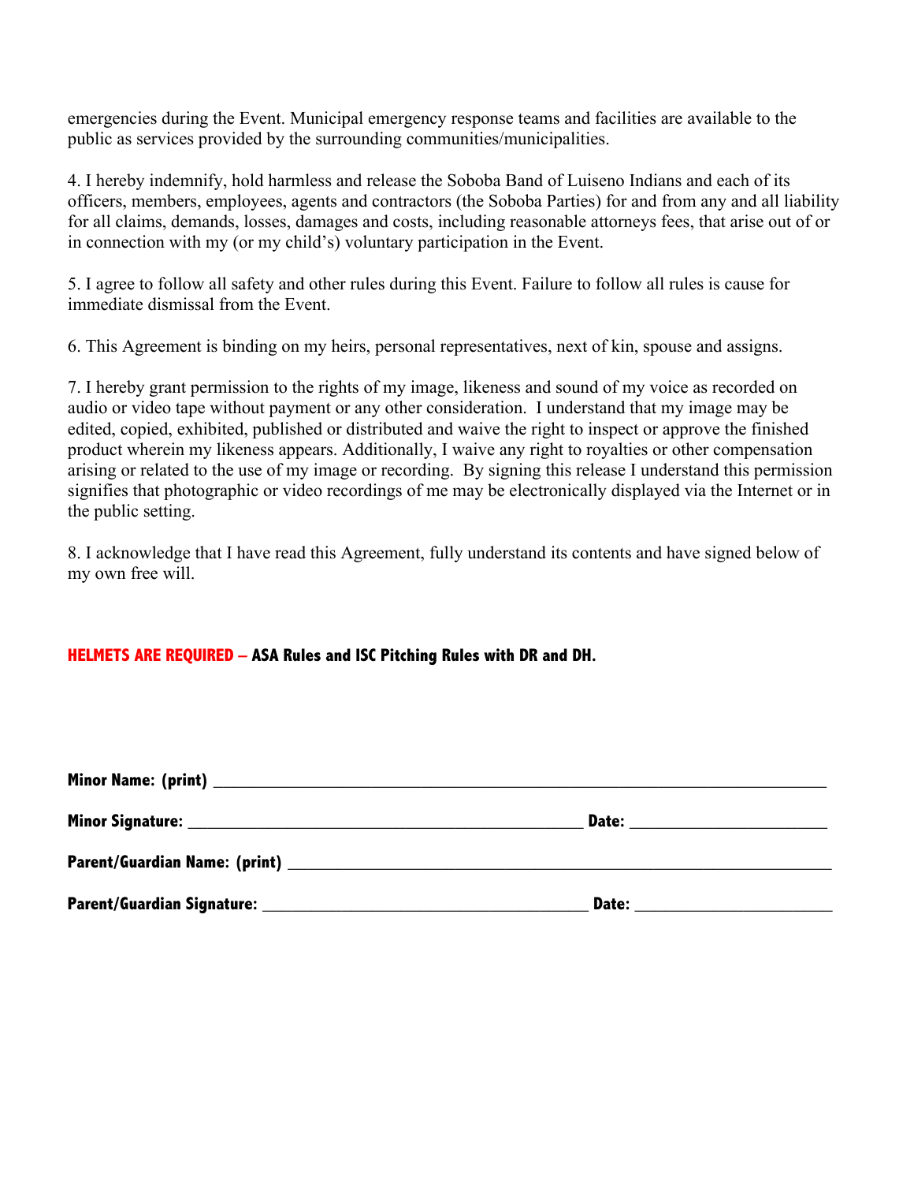emergencies during the Event. Municipal emergency response teams and facilities are available to the public as services provided by the surrounding communities/municipalities.

4. I hereby indemnify, hold harmless and release the Soboba Band of Luiseno Indians and each of its officers, members, employees, agents and contractors (the Soboba Parties) for and from any and all liability for all claims, demands, losses, damages and costs, including reasonable attorneys fees, that arise out of or in connection with my (or my child's) voluntary participation in the Event.

5. I agree to follow all safety and other rules during this Event. Failure to follow all rules is cause for immediate dismissal from the Event.

6. This Agreement is binding on my heirs, personal representatives, next of kin, spouse and assigns.

7. I hereby grant permission to the rights of my image, likeness and sound of my voice as recorded on audio or video tape without payment or any other consideration. I understand that my image may be edited, copied, exhibited, published or distributed and waive the right to inspect or approve the finished product wherein my likeness appears. Additionally, I waive any right to royalties or other compensation arising or related to the use of my image or recording. By signing this release I understand this permission signifies that photographic or video recordings of me may be electronically displayed via the Internet or in the public setting.

8. I acknowledge that I have read this Agreement, fully understand its contents and have signed below of my own free will.

**HELMETS ARE REQUIRED – ASA Rules and ISC Pitching Rules with DR and DH.**

**Minor Name: (print)** ____________________________________________

**Minor Signature:** ______________________________ **Date:** ______________

**Parent/Guardian Name: (print)** ______________________________________

**Parent/Guardian Signature:** _________________________ **Date:** ______________